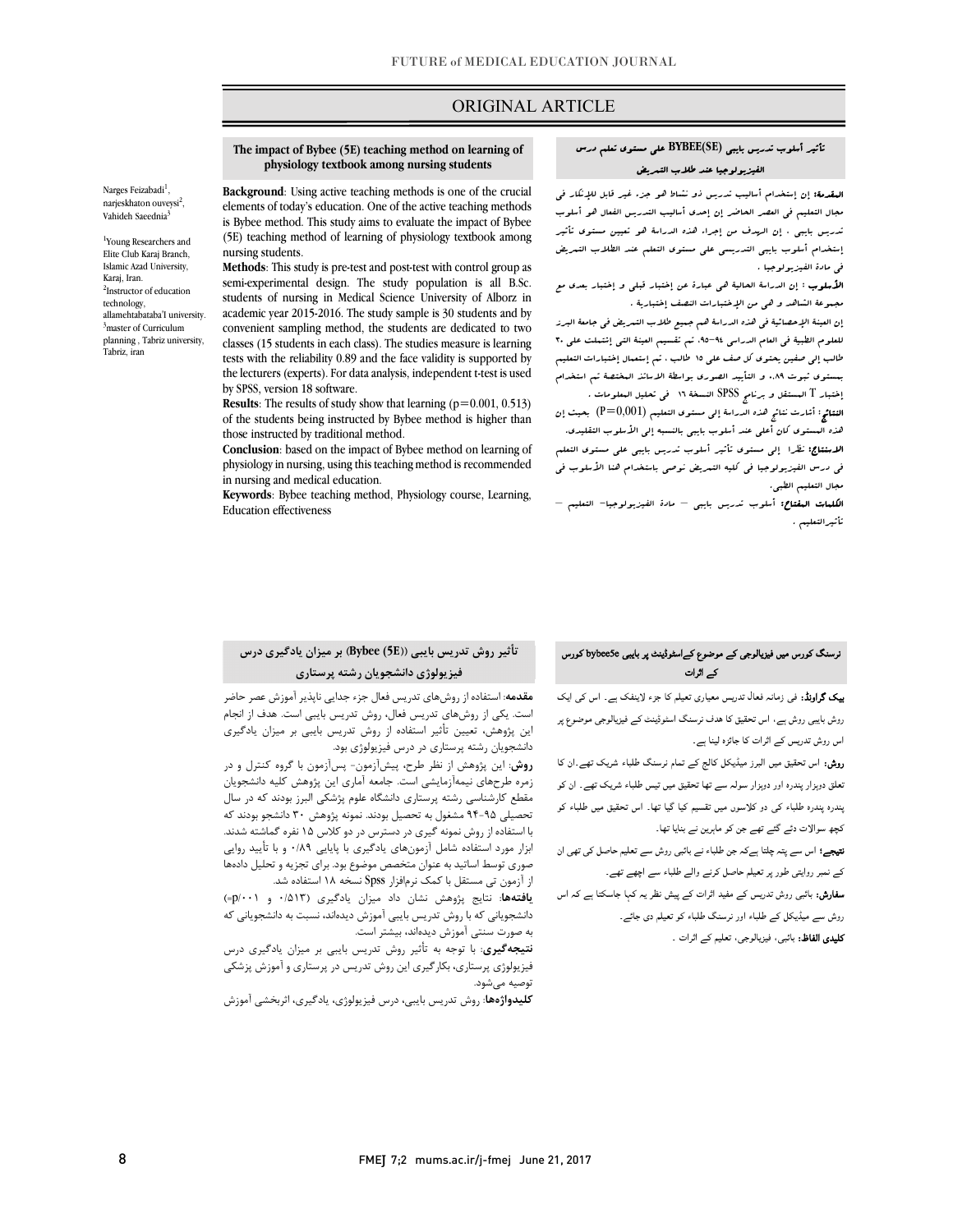# ORIGINAL ARTICLE

Narges Feizabadi[1], narjeskhaton ouveysi[2], Vahideh Saeednia[3]

[1]Young Researchers and Elite Club Karaj Branch, Islamic Azad University, Karaj, Iran.
[2]Instructor of education technology, allamehtabataba'I university.
[3]master of Curriculum planning , Tabriz university, Tabriz, iran

## The impact of Bybee (5E) teaching method on learning of physiology textbook among nursing students

**Background**: Using active teaching methods is one of the crucial elements of today's education. One of the active teaching methods is Bybee method. This study aims to evaluate the impact of Bybee (5E) teaching method of learning of physiology textbook among nursing students.

**Methods**: This study is pre-test and post-test with control group as semi-experimental design. The study population is all B.Sc. students of nursing in Medical Science University of Alborz in academic year 2015-2016. The study sample is 30 students and by convenient sampling method, the students are dedicated to two classes (15 students in each class). The studies measure is learning tests with the reliability 0.89 and the face validity is supported by the lecturers (experts). For data analysis, independent t-test is used by SPSS, version 18 software.

**Results**: The results of study show that learning (p=0.001, 0.513) of the students being instructed by Bybee method is higher than those instructed by traditional method.

**Conclusion**: based on the impact of Bybee method on learning of physiology in nursing, using this teaching method is recommended in nursing and medical education.

**Keywords**: Bybee teaching method, Physiology course, Learning, Education effectiveness

## تأثير أسلوب تدريس بايبي (BYBEE(5E على مستوى تعلم درس الفيزيولوجيا عند طلاب التمريض

**المقدمة:** إن إستخدام أساليب تدريس ذو نشاط هو جزء غير قابل للإنكار في مجال التعليم في العصر الحاضر إن إحدى أساليب التدريس الفعال هو أسلوب تدريس بايبي . إن الهدف من إجراء هذه الدراسة هو تعيين مستوى تأثير إستخدام أسلوب بايبي التدريسي على مستوى التعلم عند الطلاب التمريض في مادة الفيزيولوجيا .

**الأسلوب :** إن الدراسة الحالية هي عبارة عن إختبار قبلي و إختبار بعدي مع مجموعة الشاهد و هي من الإختبارات النصف إختبارية .

إن العينة الإحصائية في هذه الدراسة هم جميع طلاب التمريض في جامعة البرز للعلوم الطبية في العام الدراسي ٩٤-٩٥، تم تقسيم العينة التي إشتملت على ٣٠ طالب إلى صفين يحتوي كل صف على ١٥ طالب ، تم إستعمال إختبارات التعليم بمستوى ثبوت ٠،٨٩ و التأييد الصوري بواسطة الاساتذ المختصة تم استخدام إختبار T المستقل و برنامج SPSS النسخة ١٦ في تحليل المعلومات .

**النتائج :** أشارت نتائج هذه الدراسة إلى مستوى التعليم (P=0,001) بحيث إن هذه المستوى كان أعلى عند أسلوب بايبي بالنسبة إلى الأسلوب التقليدي.

**الاستنتاج:** نظرا إلى مستوى تأثير أسلوب تدريس بايبي على مستوى التعلم في درس الفيزيولوجيا في كلية التمريض نوصي باستخدام هذا الأسلوب في مجال التعليم الطبي.

**الكلمات المفتاح:** أسلوب تدريس بايبي – مادة الفيزيولوجيا– التعليم – تأثيرالتعليم .

## تأثير روش تدريس بايبى ((Bybee (5E) بر ميزان يادگيرى درس فيزيولوژى دانشجويان رشته پرستارى

**مقدمه:** استفاده از روش‌های تدریس فعال جزء جدایی ناپذیر آموزش عصر حاضر است. یکی از روش‌های تدریس فعال، روش تدریس بایبی است. هدف از انجام این پژوهش، تعیین تأثیر استفاده از روش تدریس بایبی بر میزان یادگیری دانشجویان رشته پرستاری در درس فیزیولوژی بود.

**روش:** این پژوهش از نظر طرح، پیش‌آزمون- پس‌آزمون با گروه کنترل و در زمره طرح‌های نیمه‌آزمایشی است. جامعه آماری این پژوهش کلیه دانشجویان مقطع کارشناسی رشته پرستاری دانشگاه علوم پزشکی البرز بودند که در سال تحصیلی ۹۵-۹۴ مشغول به تحصیل بودند. نمونه پژوهش ۳۰ دانشجو بودند که با استفاده از روش نمونه گیری در دسترس در دو کلاس ۱۵ نفره گماشته شدند. ابزار مورد استفاده شامل آزمون‌های یادگیری با پایایی ۰/۸۹ و با تأیید روایی صوری توسط اساتید به عنوان متخصص موضوع بود. برای تجزیه و تحلیل داده‌ها از آزمون تی مستقل با کمک نرم‌افزار Spss نسخه ۱۸ استفاده شد.

**یافته‌ها:** نتایج پژوهش نشان داد میزان یادگیری (۰/۵۱۳ و p/۰۰۱=) دانشجویانی که با روش تدریس بایبی آموزش دیده‌اند، نسبت به دانشجویانی که به صورت سنتی آموزش دیده‌اند، بیشتر است.

**نتیجه‌گیری:** با توجه به تأثیر روش تدریس بایبی بر میزان یادگیری درس فیزیولوژی پرستاری، بکارگیری این روش تدریس در پرستاری و آموزش پزشکی توصیه می‌شود.

**کلیدواژه‌ها:** روش تدریس بایبی، درس فیزیولوژی، یادگیری، اثربخشی آموزش

## نرسنگ کورس میں فیزیالوجی کے موضوع کےاسٹوڈینٹ پر بایبی bybee5e کورس کے اثرات

**بیک گراونڈ:** فی زمانہ فعال تدریس معیاری تعلیم کا جزء لاینفک ہے۔ اس کی ایک روش بایبی روش ہے، اس تحقیق کا ھدف نرسنگ اسٹوڈینٹ کے فیزیالوجی موضوع پر اس روش تدریس کے اثرات کا جائزہ لینا ہے۔

**روش:** اس تحقیق میں البرز میڈیکل کالج کے تمام نرسنگ طلباء شریک تھے۔ان کا تعلق دوہزار پندرہ اور دوہزار سولہ سے تھا تحقیق میں تیس طلباء شریک تھے۔ ان کو پندرہ پندرہ طلباء کی دو کلاسوں میں تقسیم کیا گیا تھا۔ اس تحقیق میں طلباء کو کچھ سوالات دئے گئے تھے جن کو ماہرین نے بنایا تھا۔

**نتیجے:** اس سے پتہ چلتا ہےکہ جن طلباء نے بائبی روش سے تعلیم حاصل کی تھی ان کے نمبر روایتی طور پر تعلیم حاصل کرنے والے طلباء سے اچھے تھے۔

**سفارش:** بائبی روش تدریس کے مفید اثرات کے پیش نظر یہ کہا جاسکتا ہے کہ اس روش سے میڈیکل کے طلباء اور نرسنگ طلباء کو تعلیم دی جائے۔

**کلیدی الفاظ:** بائبی، فیزیالوجی، تعلیم کے اثرات ۔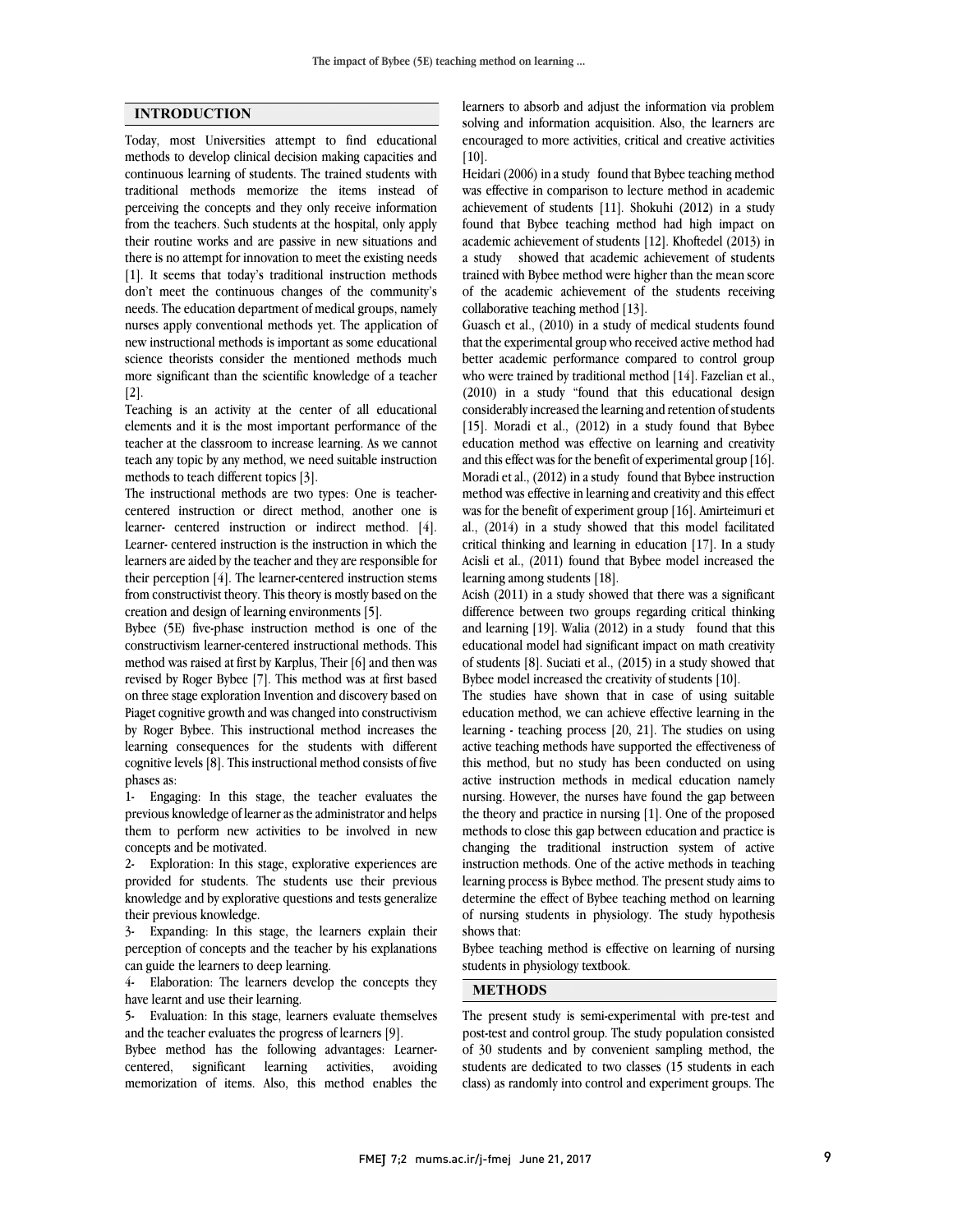## INTRODUCTION

Today, most Universities attempt to find educational methods to develop clinical decision making capacities and continuous learning of students. The trained students with traditional methods memorize the items instead of perceiving the concepts and they only receive information from the teachers. Such students at the hospital, only apply their routine works and are passive in new situations and there is no attempt for innovation to meet the existing needs [1]. It seems that today's traditional instruction methods don't meet the continuous changes of the community's needs. The education department of medical groups, namely nurses apply conventional methods yet. The application of new instructional methods is important as some educational science theorists consider the mentioned methods much more significant than the scientific knowledge of a teacher [2].

Teaching is an activity at the center of all educational elements and it is the most important performance of the teacher at the classroom to increase learning. As we cannot teach any topic by any method, we need suitable instruction methods to teach different topics [3].

The instructional methods are two types: One is teacher-centered instruction or direct method, another one is learner- centered instruction or indirect method. [4]. Learner- centered instruction is the instruction in which the learners are aided by the teacher and they are responsible for their perception [4]. The learner-centered instruction stems from constructivist theory. This theory is mostly based on the creation and design of learning environments [5].

Bybee (5E) five-phase instruction method is one of the constructivism learner-centered instructional methods. This method was raised at first by Karplus, Their [6] and then was revised by Roger Bybee [7]. This method was at first based on three stage exploration Invention and discovery based on Piaget cognitive growth and was changed into constructivism by Roger Bybee. This instructional method increases the learning consequences for the students with different cognitive levels [8]. This instructional method consists of five phases as:

1- Engaging: In this stage, the teacher evaluates the previous knowledge of learner as the administrator and helps them to perform new activities to be involved in new concepts and be motivated.

2- Exploration: In this stage, explorative experiences are provided for students. The students use their previous knowledge and by explorative questions and tests generalize their previous knowledge.

3- Expanding: In this stage, the learners explain their perception of concepts and the teacher by his explanations can guide the learners to deep learning.

4- Elaboration: The learners develop the concepts they have learnt and use their learning.

5- Evaluation: In this stage, learners evaluate themselves and the teacher evaluates the progress of learners [9].

Bybee method has the following advantages: Learner-centered, significant learning activities, avoiding memorization of items. Also, this method enables the learners to absorb and adjust the information via problem solving and information acquisition. Also, the learners are encouraged to more activities, critical and creative activities [10].

Heidari (2006) in a study found that Bybee teaching method was effective in comparison to lecture method in academic achievement of students [11]. Shokuhi (2012) in a study found that Bybee teaching method had high impact on academic achievement of students [12]. Khoftedel (2013) in a study showed that academic achievement of students trained with Bybee method were higher than the mean score of the academic achievement of the students receiving collaborative teaching method [13].

Guasch et al., (2010) in a study of medical students found that the experimental group who received active method had better academic performance compared to control group who were trained by traditional method [14]. Fazelian et al., (2010) in a study "found that this educational design considerably increased the learning and retention of students [15]. Moradi et al., (2012) in a study found that Bybee education method was effective on learning and creativity and this effect was for the benefit of experimental group [16]. Moradi et al., (2012) in a study found that Bybee instruction method was effective in learning and creativity and this effect was for the benefit of experiment group [16]. Amirteimuri et al., (2014) in a study showed that this model facilitated critical thinking and learning in education [17]. In a study Acisli et al., (2011) found that Bybee model increased the learning among students [18].

Acish (2011) in a study showed that there was a significant difference between two groups regarding critical thinking and learning [19]. Walia (2012) in a study found that this educational model had significant impact on math creativity of students [8]. Suciati et al., (2015) in a study showed that Bybee model increased the creativity of students [10].

The studies have shown that in case of using suitable education method, we can achieve effective learning in the learning - teaching process [20, 21]. The studies on using active teaching methods have supported the effectiveness of this method, but no study has been conducted on using active instruction methods in medical education namely nursing. However, the nurses have found the gap between the theory and practice in nursing [1]. One of the proposed methods to close this gap between education and practice is changing the traditional instruction system of active instruction methods. One of the active methods in teaching learning process is Bybee method. The present study aims to determine the effect of Bybee teaching method on learning of nursing students in physiology. The study hypothesis shows that:

Bybee teaching method is effective on learning of nursing students in physiology textbook.

## METHODS

The present study is semi-experimental with pre-test and post-test and control group. The study population consisted of 30 students and by convenient sampling method, the students are dedicated to two classes (15 students in each class) as randomly into control and experiment groups. The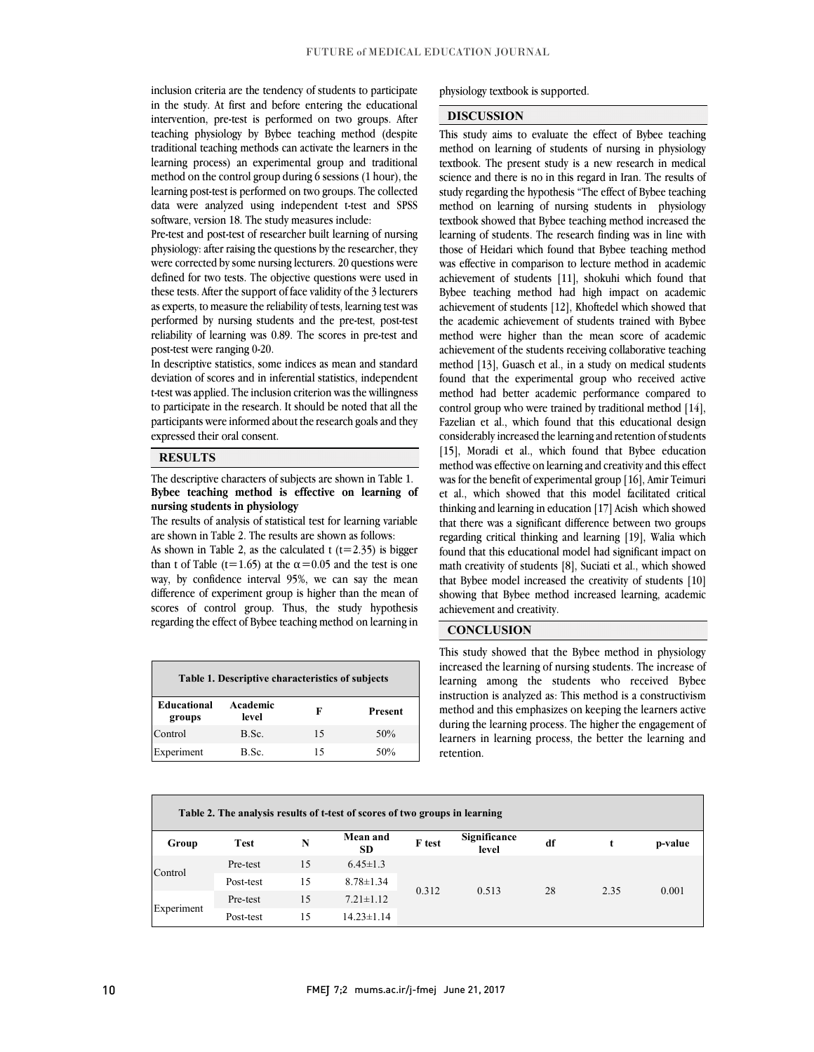inclusion criteria are the tendency of students to participate in the study. At first and before entering the educational intervention, pre-test is performed on two groups. After teaching physiology by Bybee teaching method (despite traditional teaching methods can activate the learners in the learning process) an experimental group and traditional method on the control group during 6 sessions (1 hour), the learning post-test is performed on two groups. The collected data were analyzed using independent t-test and SPSS software, version 18. The study measures include:

Pre-test and post-test of researcher built learning of nursing physiology: after raising the questions by the researcher, they were corrected by some nursing lecturers. 20 questions were defined for two tests. The objective questions were used in these tests. After the support of face validity of the 3 lecturers as experts, to measure the reliability of tests, learning test was performed by nursing students and the pre-test, post-test reliability of learning was 0.89. The scores in pre-test and post-test were ranging 0-20.

In descriptive statistics, some indices as mean and standard deviation of scores and in inferential statistics, independent t-test was applied. The inclusion criterion was the willingness to participate in the research. It should be noted that all the participants were informed about the research goals and they expressed their oral consent.

## RESULTS

The descriptive characters of subjects are shown in Table 1.

**Bybee teaching method is effective on learning of nursing students in physiology**

The results of analysis of statistical test for learning variable are shown in Table 2. The results are shown as follows:

As shown in Table 2, as the calculated t ($t=2.35$) is bigger than t of Table ($t=1.65$) at the $\alpha=0.05$ and the test is one way, by confidence interval 95%, we can say the mean difference of experiment group is higher than the mean of scores of control group. Thus, the study hypothesis regarding the effect of Bybee teaching method on learning in physiology textbook is supported.

**Table 1. Descriptive characteristics of subjects**

| Educational groups | Academic level | F | Present |
|---|---|---|---|
| Control | B.Sc. | 15 | 50% |
| Experiment | B.Sc. | 15 | 50% |

## DISCUSSION

This study aims to evaluate the effect of Bybee teaching method on learning of students of nursing in physiology textbook. The present study is a new research in medical science and there is no in this regard in Iran. The results of study regarding the hypothesis "The effect of Bybee teaching method on learning of nursing students in physiology textbook showed that Bybee teaching method increased the learning of students. The research finding was in line with those of Heidari which found that Bybee teaching method was effective in comparison to lecture method in academic achievement of students [11], shokuhi which found that Bybee teaching method had high impact on academic achievement of students [12], Khoftedel which showed that the academic achievement of students trained with Bybee method were higher than the mean score of academic achievement of the students receiving collaborative teaching method [13], Guasch et al., in a study on medical students found that the experimental group who received active method had better academic performance compared to control group who were trained by traditional method [14], Fazelian et al., which found that this educational design considerably increased the learning and retention of students [15], Moradi et al., which found that Bybee education method was effective on learning and creativity and this effect was for the benefit of experimental group [16], Amir Teimuri et al., which showed that this model facilitated critical thinking and learning in education [17] Acish which showed that there was a significant difference between two groups regarding critical thinking and learning [19], Walia which found that this educational model had significant impact on math creativity of students [8], Suciati et al., which showed that Bybee model increased the creativity of students [10] showing that Bybee method increased learning, academic achievement and creativity.

## CONCLUSION

This study showed that the Bybee method in physiology increased the learning of nursing students. The increase of learning among the students who received Bybee instruction is analyzed as: This method is a constructivism method and this emphasizes on keeping the learners active during the learning process. The higher the engagement of learners in learning process, the better the learning and retention.

**Table 2. The analysis results of t-test of scores of two groups in learning**

| Group | Test | N | Mean and SD | F test | Significance level | df | t | p-value |
|---|---|---|---|---|---|---|---|---|
| Control | Pre-test | 15 | 6.45±1.3 | 0.312 | 0.513 | 28 | 2.35 | 0.001 |
| | Post-test | 15 | 8.78±1.34 | | | | | |
| Experiment | Pre-test | 15 | 7.21±1.12 | | | | | |
| | Post-test | 15 | 14.23±1.14 | | | | | |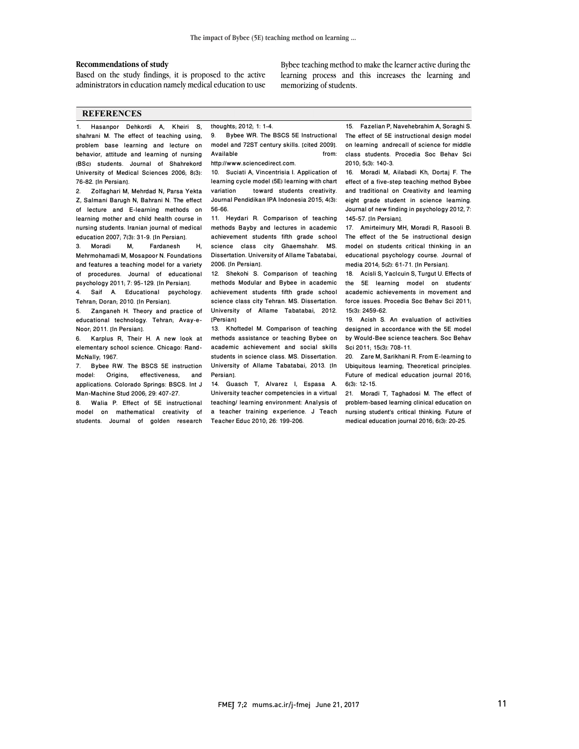**Recommendations of study**

Based on the study findings, it is proposed to the active administrators in education namely medical education to use Bybee teaching method to make the learner active during the learning process and this increases the learning and memorizing of students.

## REFERENCES

1. Hasanpor Dehkordi A, Kheiri S, shahrani M. The effect of teaching using, problem base learning and lecture on behavior, attitude and learning of nursing (BSc) students. Journal of Shahrekord University of Medical Sciences 2006; 8(3): 76-82. [In Persian].
2. Zolfaghari M, Mehrdad N, Parsa Yekta Z, Salmani Barugh N, Bahrani N. The effect of lecture and E-learning methods on learning mother and child health course in nursing students. Iranian journal of medical education 2007; 7(3): 31-9. [In Persian].
3. Moradi M, Fardanesh H, Mehrmohamadi M, Mosapoor N. Foundations and features a teaching model for a variety of procedures. Journal of educational psychology 2011; 7: 95-129. [In Persian].
4. Saif A. Educational psychology. Tehran; Doran; 2010. [In Persian].
5. Zanganeh H. Theory and practice of educational technology. Tehran; Avay-e-Noor; 2011. [In Persian].
6. Karplus R, Their H. A new look at elementary school science. Chicago: Rand-McNally; 1967.
7. Bybee RW. The BSCS 5E instruction model: Origins, effectiveness, and applications. Colorado Springs: BSCS. Int J Man-Machine Stud 2006; 29: 407-27.
8. Walia P. Effect of 5E instructional model on mathematical creativity of students. Journal of golden research thoughts; 2012; 1: 1-4.
9. Bybee WR. The BSCS 5E Instructional model and 72ST century skills. [cited 2009]. Available from: http://www.sciencedirect.com.
10. Suciati A, Vincentrisia I. Application of learning cycle model (5E) learning with chart variation toward students creativity. Journal Pendidikan IPA Indonesia 2015; 4(3): 56-66.
11. Heydari R. Comparison of teaching methods Bayby and lectures in academic achievement students fifth grade school science class city Ghaemshahr. MS. Dissertation. University of Allame Tabatabai, 2006. [In Persian].
12. Shekohi S. Comparison of teaching methods Modular and Bybee in academic achievement students fifth grade school science class city Tehran. MS. Dissertation. University of Allame Tabatabai, 2012. [Persian]
13. Khoftedel M. Comparison of teaching methods assistance or teaching Bybee on academic achievement and social skills students in science class. MS. Dissertation. University of Allame Tabatabai, 2013. [In Persian].
14. Guasch T, Alvarez I, Espasa A. University teacher competencies in a virtual teaching/ learning environment: Analysis of a teacher training experience. J Teach Teacher Educ 2010; 26: 199-206.
15. Fazelian P, Navehebrahim A, Soraghi S. The effect of 5E instructional design model on learning andrecall of science for middle class students. Procedia Soc Behav Sci 2010; 5(3): 140-3.
16. Moradi M, Ailabadi Kh, Dortaj F. The effect of a five-step teaching method Bybee and traditional on Creativity and learning eight grade student in science learning. Journal of new finding in psychology 2012, 7: 145-57. [In Persian].
17. Amirteimury MH, Moradi R, Rasooli B. The effect of the 5e instructional design model on students critical thinking in an educational psychology course. Journal of media 2014; 5(2): 61-71. [In Persian].
18. Acisli S, Yaclcuin S, Turgut U. Effects of the 5E learning model on students' academic achievements in movement and force issues. Procedia Soc Behav Sci 2011; 15(3): 2459-62.
19. Acish S. An evaluation of activities designed in accordance with the 5E model by Would-Bee science teachers. Soc Behav Sci 2011; 15(3): 708-11.
20. Zare M, Sarikhani R. From E-learning to Ubiquitous learning; Theoretical principles. Future of medical education journal 2016; 6(3): 12-15.
21. Moradi T, Taghadosi M. The effect of problem-based learning clinical education on nursing student's critical thinking. Future of medical education journal 2016; 6(3): 20-25.